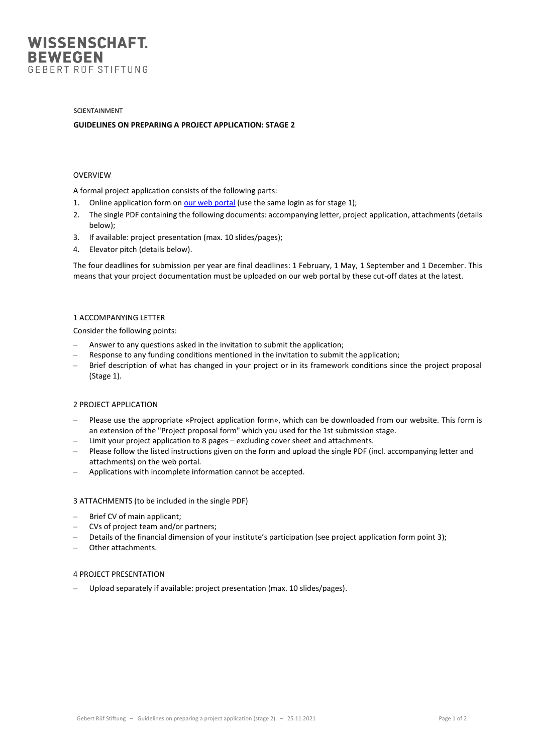WISSENSCHAFT.
BEWEGEN
GEBERT RÜF STIFTUNG

SCIENTAINMENT

**GUIDELINES ON PREPARING A PROJECT APPLICATION: STAGE 2**

## OVERVIEW

A formal project application consists of the following parts:

1. Online application form on our web portal (use the same login as for stage 1);
2. The single PDF containing the following documents: accompanying letter, project application, attachments (details below);
3. If available: project presentation (max. 10 slides/pages);
4. Elevator pitch (details below).

The four deadlines for submission per year are final deadlines: 1 February, 1 May, 1 September and 1 December. This means that your project documentation must be uploaded on our web portal by these cut-off dates at the latest.

## 1 ACCOMPANYING LETTER

Consider the following points:

- Answer to any questions asked in the invitation to submit the application;
- Response to any funding conditions mentioned in the invitation to submit the application;
- Brief description of what has changed in your project or in its framework conditions since the project proposal (Stage 1).

## 2 PROJECT APPLICATION

- Please use the appropriate «Project application form», which can be downloaded from our website. This form is an extension of the "Project proposal form" which you used for the 1st submission stage.
- Limit your project application to 8 pages – excluding cover sheet and attachments.
- Please follow the listed instructions given on the form and upload the single PDF (incl. accompanying letter and attachments) on the web portal.
- Applications with incomplete information cannot be accepted.

## 3 ATTACHMENTS (to be included in the single PDF)

- Brief CV of main applicant;
- CVs of project team and/or partners;
- Details of the financial dimension of your institute's participation (see project application form point 3);
- Other attachments.

## 4 PROJECT PRESENTATION

- Upload separately if available: project presentation (max. 10 slides/pages).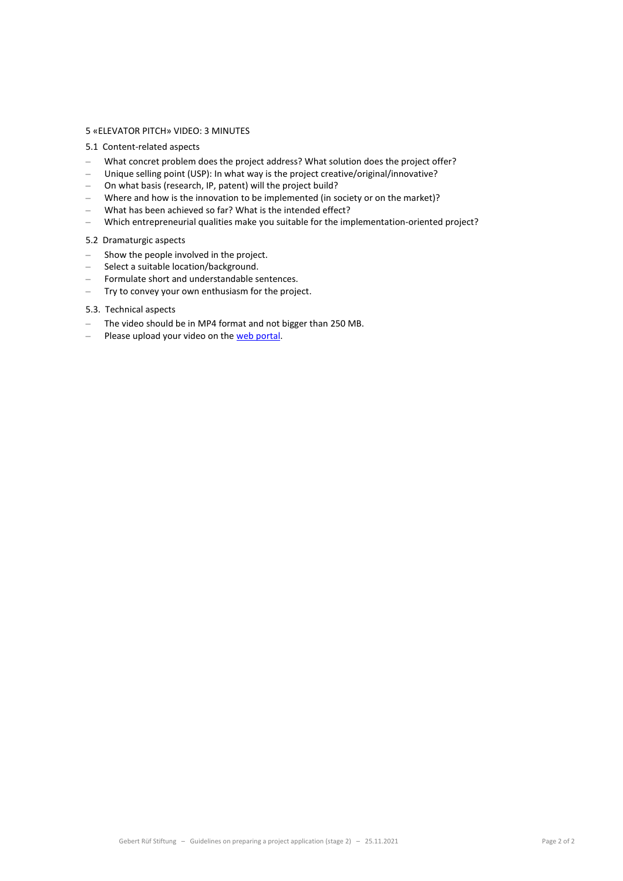## 5 «ELEVATOR PITCH» VIDEO: 3 MINUTES

### 5.1 Content-related aspects

- What concrete problem does the project address? What solution does the project offer?
- Unique selling point (USP): In what way is the project creative/original/innovative?
- On what basis (research, IP, patent) will the project build?
- Where and how is the innovation to be implemented (in society or on the market)?
- What has been achieved so far? What is the intended effect?
- Which entrepreneurial qualities make you suitable for the implementation-oriented project?

### 5.2 Dramaturgic aspects

- Show the people involved in the project.
- Select a suitable location/background.
- Formulate short and understandable sentences.
- Try to convey your own enthusiasm for the project.

### 5.3. Technical aspects

- The video should be in MP4 format and not bigger than 250 MB.
- Please upload your video on the web portal.